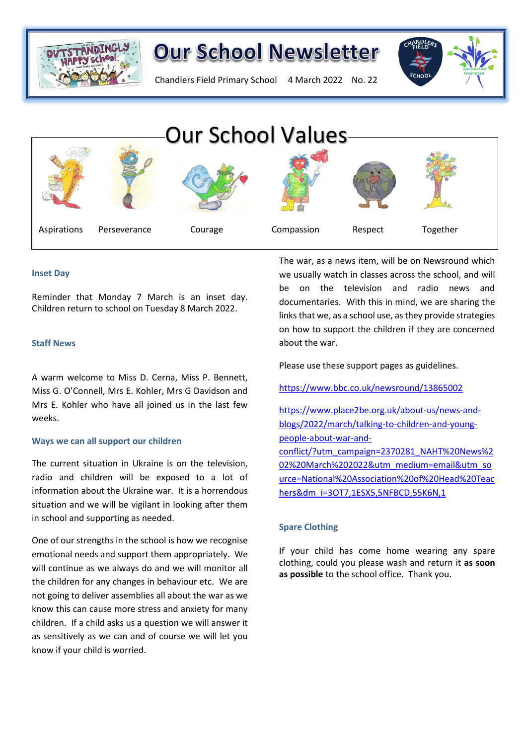# Our School Newsletter

Chandlers Field Primary School 4 March 2022 No. 22

## Our School Values

Aspirations Perseverance Courage Compassion Respect Together

### Inset Day

Reminder that Monday 7 March is an inset day. Children return to school on Tuesday 8 March 2022.

### Staff News

A warm welcome to Miss D. Cerna, Miss P. Bennett, Miss G. O'Connell, Mrs E. Kohler, Mrs G Davidson and Mrs E. Kohler who have all joined us in the last few weeks.

### Ways we can all support our children

The current situation in Ukraine is on the television, radio and children will be exposed to a lot of information about the Ukraine war. It is a horrendous situation and we will be vigilant in looking after them in school and supporting as needed.

One of our strengths in the school is how we recognise emotional needs and support them appropriately. We will continue as we always do and we will monitor all the children for any changes in behaviour etc. We are not going to deliver assemblies all about the war as we know this can cause more stress and anxiety for many children. If a child asks us a question we will answer it as sensitively as we can and of course we will let you know if your child is worried.

The war, as a news item, will be on Newsround which we usually watch in classes across the school, and will be on the television and radio news and documentaries. With this in mind, we are sharing the links that we, as a school use, as they provide strategies on how to support the children if they are concerned about the war.

Please use these support pages as guidelines.

https://www.bbc.co.uk/newsround/13865002

https://www.place2be.org.uk/about-us/news-and-blogs/2022/march/talking-to-children-and-young-people-about-war-and-conflict/?utm_campaign=2370281_NAHT%20News%202%20March%202022&utm_medium=email&utm_source=National%20Association%20of%20Head%20Teachers&dm_i=3OT7,1ESX5,5NFBCD,55K6N,1

### Spare Clothing

If your child has come home wearing any spare clothing, could you please wash and return it **as soon as possible** to the school office. Thank you.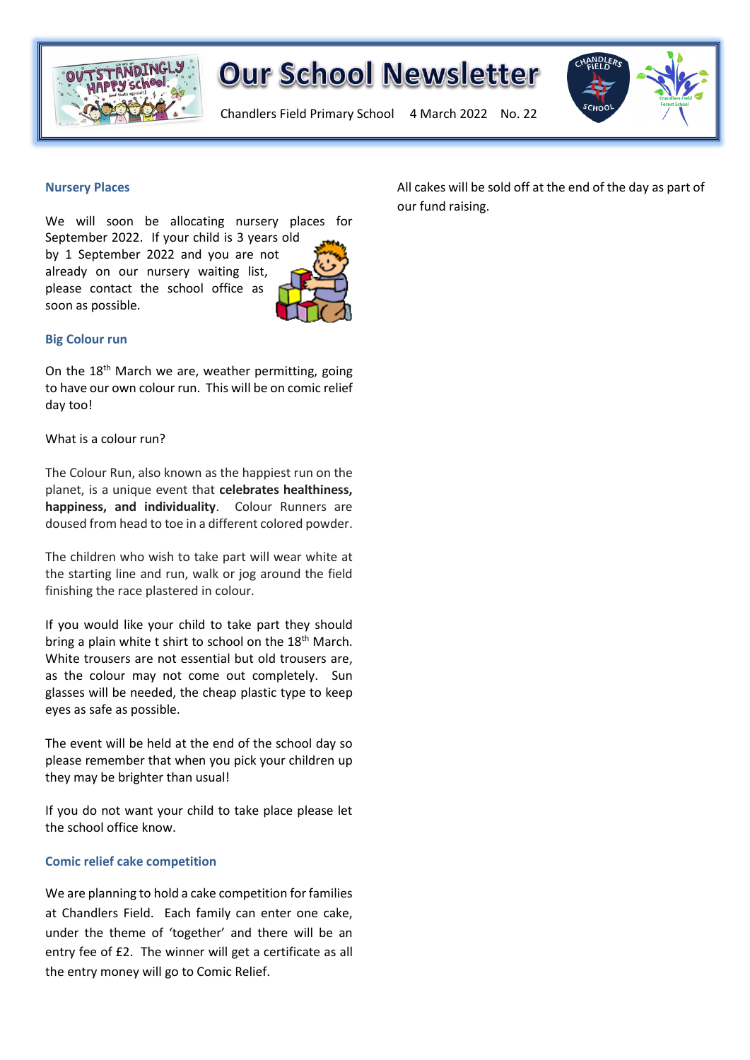# Our School Newsletter

Chandlers Field Primary School 4 March 2022 No. 22

## Nursery Places

We will soon be allocating nursery places for September 2022. If your child is 3 years old by 1 September 2022 and you are not already on our nursery waiting list, please contact the school office as soon as possible.

## Big Colour run

On the 18th March we are, weather permitting, going to have our own colour run. This will be on comic relief day too!

What is a colour run?

The Colour Run, also known as the happiest run on the planet, is a unique event that **celebrates healthiness, happiness, and individuality**. Colour Runners are doused from head to toe in a different colored powder.

The children who wish to take part will wear white at the starting line and run, walk or jog around the field finishing the race plastered in colour.

If you would like your child to take part they should bring a plain white t shirt to school on the 18th March. White trousers are not essential but old trousers are, as the colour may not come out completely. Sun glasses will be needed, the cheap plastic type to keep eyes as safe as possible.

The event will be held at the end of the school day so please remember that when you pick your children up they may be brighter than usual!

If you do not want your child to take place please let the school office know.

## Comic relief cake competition

We are planning to hold a cake competition for families at Chandlers Field. Each family can enter one cake, under the theme of 'together' and there will be an entry fee of £2. The winner will get a certificate as all the entry money will go to Comic Relief.

All cakes will be sold off at the end of the day as part of our fund raising.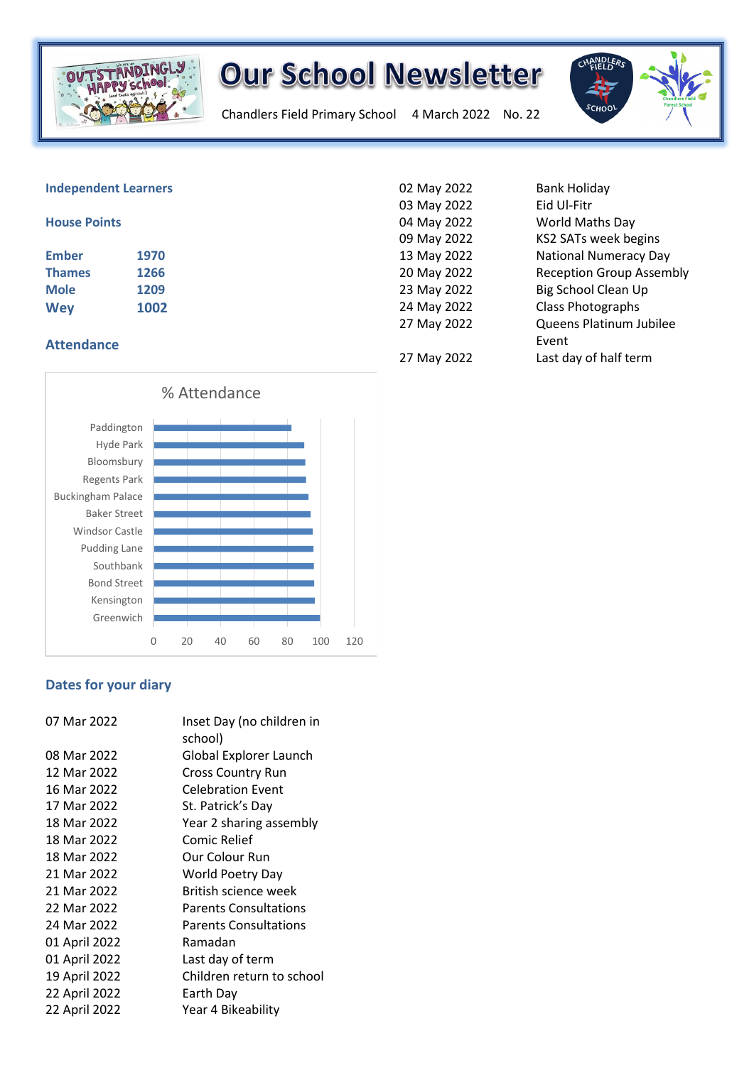# Our School Newsletter

Chandlers Field Primary School 4 March 2022 No. 22

## Independent Learners

### House Points

| | |
|---|---|
| **Ember** | **1970** |
| **Thames** | **1266** |
| **Mole** | **1209** |
| **Wey** | **1002** |

### Attendance

% Attendance

Paddington
Hyde Park
Bloomsbury
Regents Park
Buckingham Palace
Baker Street
Windsor Castle
Pudding Lane
Southbank
Bond Street
Kensington
Greenwich

0 20 40 60 80 100 120

### Dates for your diary

| | |
|---|---|
| 07 Mar 2022 | Inset Day (no children in school) |
| 08 Mar 2022 | Global Explorer Launch |
| 12 Mar 2022 | Cross Country Run |
| 16 Mar 2022 | Celebration Event |
| 17 Mar 2022 | St. Patrick's Day |
| 18 Mar 2022 | Year 2 sharing assembly |
| 18 Mar 2022 | Comic Relief |
| 18 Mar 2022 | Our Colour Run |
| 21 Mar 2022 | World Poetry Day |
| 21 Mar 2022 | British science week |
| 22 Mar 2022 | Parents Consultations |
| 24 Mar 2022 | Parents Consultations |
| 01 April 2022 | Ramadan |
| 01 April 2022 | Last day of term |
| 19 April 2022 | Children return to school |
| 22 April 2022 | Earth Day |
| 22 April 2022 | Year 4 Bikeability |
| 02 May 2022 | Bank Holiday |
| 03 May 2022 | Eid Ul-Fitr |
| 04 May 2022 | World Maths Day |
| 09 May 2022 | KS2 SATs week begins |
| 13 May 2022 | National Numeracy Day |
| 20 May 2022 | Reception Group Assembly |
| 23 May 2022 | Big School Clean Up |
| 24 May 2022 | Class Photographs |
| 27 May 2022 | Queens Platinum Jubilee Event |
| 27 May 2022 | Last day of half term |